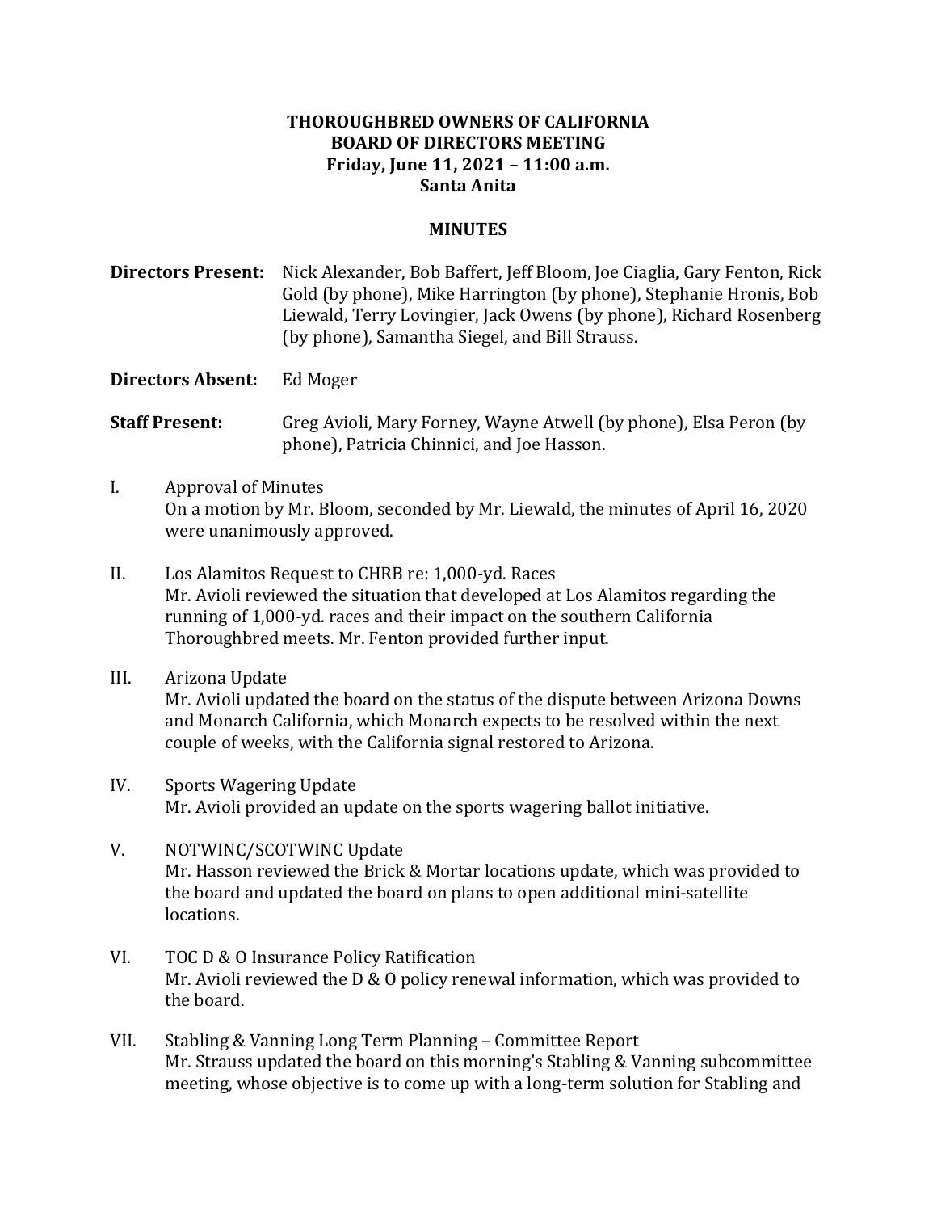# THOROUGHBRED OWNERS OF CALIFORNIA
## BOARD OF DIRECTORS MEETING
**Friday, June 11, 2021 – 11:00 a.m.**
**Santa Anita**

## MINUTES

**Directors Present:** Nick Alexander, Bob Baffert, Jeff Bloom, Joe Ciaglia, Gary Fenton, Rick Gold (by phone), Mike Harrington (by phone), Stephanie Hronis, Bob Liewald, Terry Lovingier, Jack Owens (by phone), Richard Rosenberg (by phone), Samantha Siegel, and Bill Strauss.

**Directors Absent:** Ed Moger

**Staff Present:** Greg Avioli, Mary Forney, Wayne Atwell (by phone), Elsa Peron (by phone), Patricia Chinnici, and Joe Hasson.

I. Approval of Minutes
On a motion by Mr. Bloom, seconded by Mr. Liewald, the minutes of April 16, 2020 were unanimously approved.

II. Los Alamitos Request to CHRB re: 1,000-yd. Races
Mr. Avioli reviewed the situation that developed at Los Alamitos regarding the running of 1,000-yd. races and their impact on the southern California Thoroughbred meets. Mr. Fenton provided further input.

III. Arizona Update
Mr. Avioli updated the board on the status of the dispute between Arizona Downs and Monarch California, which Monarch expects to be resolved within the next couple of weeks, with the California signal restored to Arizona.

IV. Sports Wagering Update
Mr. Avioli provided an update on the sports wagering ballot initiative.

V. NOTWINC/SCOTWINC Update
Mr. Hasson reviewed the Brick & Mortar locations update, which was provided to the board and updated the board on plans to open additional mini-satellite locations.

VI. TOC D & O Insurance Policy Ratification
Mr. Avioli reviewed the D & O policy renewal information, which was provided to the board.

VII. Stabling & Vanning Long Term Planning – Committee Report
Mr. Strauss updated the board on this morning's Stabling & Vanning subcommittee meeting, whose objective is to come up with a long-term solution for Stabling and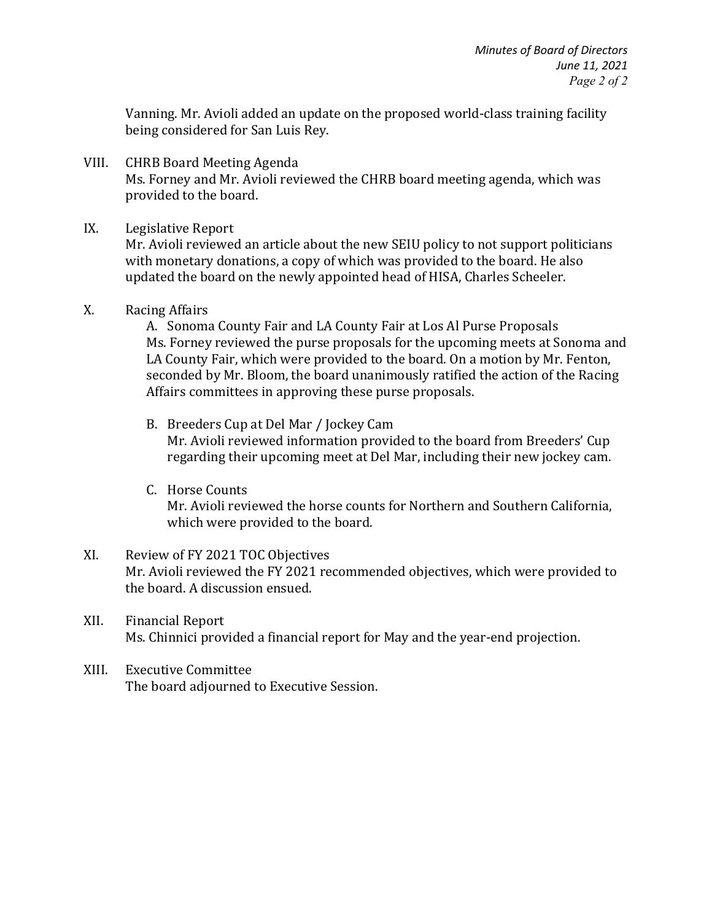Vanning. Mr. Avioli added an update on the proposed world-class training facility being considered for San Luis Rey.

VIII. CHRB Board Meeting Agenda
Ms. Forney and Mr. Avioli reviewed the CHRB board meeting agenda, which was provided to the board.

IX. Legislative Report
Mr. Avioli reviewed an article about the new SEIU policy to not support politicians with monetary donations, a copy of which was provided to the board. He also updated the board on the newly appointed head of HISA, Charles Scheeler.

X. Racing Affairs

A. Sonoma County Fair and LA County Fair at Los Al Purse Proposals
Ms. Forney reviewed the purse proposals for the upcoming meets at Sonoma and LA County Fair, which were provided to the board. On a motion by Mr. Fenton, seconded by Mr. Bloom, the board unanimously ratified the action of the Racing Affairs committees in approving these purse proposals.

B. Breeders Cup at Del Mar / Jockey Cam
Mr. Avioli reviewed information provided to the board from Breeders' Cup regarding their upcoming meet at Del Mar, including their new jockey cam.

C. Horse Counts
Mr. Avioli reviewed the horse counts for Northern and Southern California, which were provided to the board.

XI. Review of FY 2021 TOC Objectives
Mr. Avioli reviewed the FY 2021 recommended objectives, which were provided to the board. A discussion ensued.

XII. Financial Report
Ms. Chinnici provided a financial report for May and the year-end projection.

XIII. Executive Committee
The board adjourned to Executive Session.